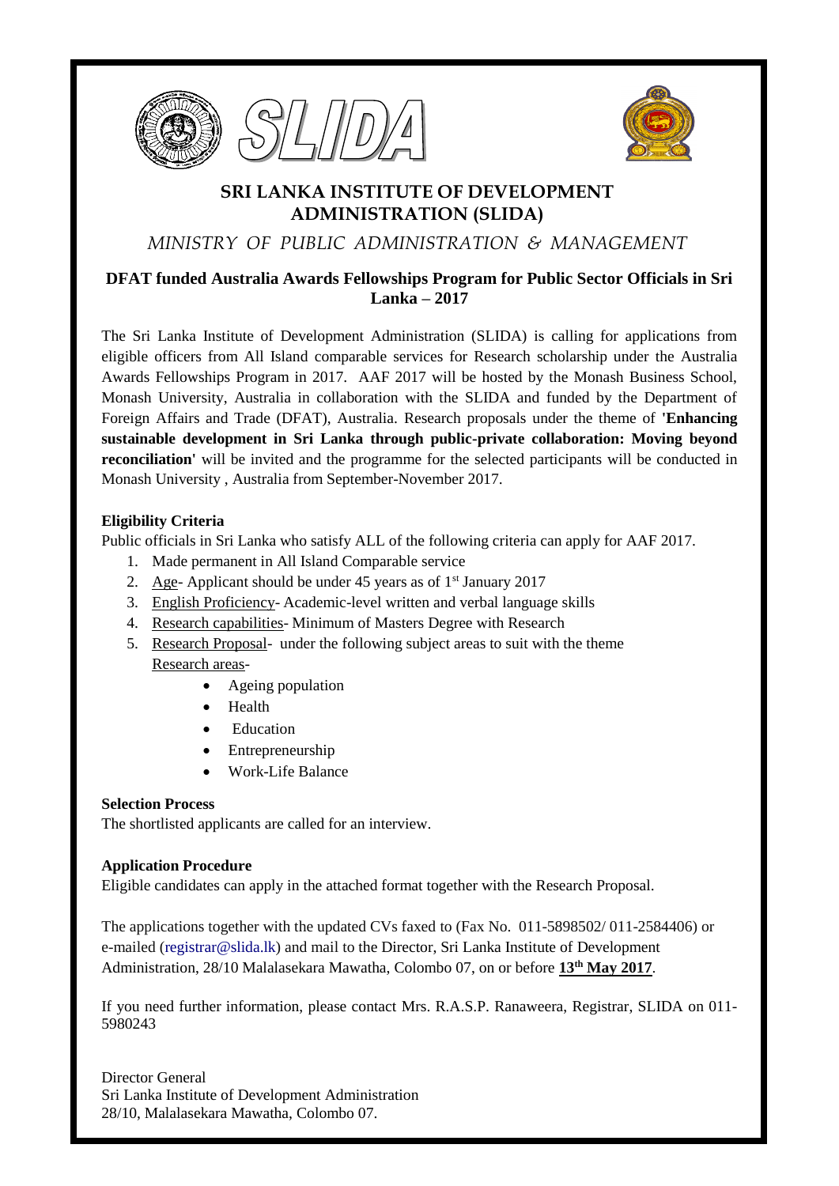# SRI LANKA INSTITUTE OF DEVELOPMENT ADMINISTRATION (SLIDA)

*MINISTRY OF PUBLIC ADMINISTRATION & MANAGEMENT*

## DFAT funded Australia Awards Fellowships Program for Public Sector Officials in Sri Lanka – 2017

The Sri Lanka Institute of Development Administration (SLIDA) is calling for applications from eligible officers from All Island comparable services for Research scholarship under the Australia Awards Fellowships Program in 2017. AAF 2017 will be hosted by the Monash Business School, Monash University, Australia in collaboration with the SLIDA and funded by the Department of Foreign Affairs and Trade (DFAT), Australia. Research proposals under the theme of **'Enhancing sustainable development in Sri Lanka through public-private collaboration: Moving beyond reconciliation'** will be invited and the programme for the selected participants will be conducted in Monash University , Australia from September-November 2017.

**Eligibility Criteria**

Public officials in Sri Lanka who satisfy ALL of the following criteria can apply for AAF 2017.

1. Made permanent in All Island Comparable service
2. Age- Applicant should be under 45 years as of 1st January 2017
3. English Proficiency- Academic-level written and verbal language skills
4. Research capabilities- Minimum of Masters Degree with Research
5. Research Proposal- under the following subject areas to suit with the theme
   Research areas-
   - Ageing population
   - Health
   - Education
   - Entrepreneurship
   - Work-Life Balance

**Selection Process**

The shortlisted applicants are called for an interview.

**Application Procedure**

Eligible candidates can apply in the attached format together with the Research Proposal.

The applications together with the updated CVs faxed to (Fax No. 011-5898502/ 011-2584406) or e-mailed (registrar@slida.lk) and mail to the Director, Sri Lanka Institute of Development Administration, 28/10 Malalasekara Mawatha, Colombo 07, on or before **13th May 2017**.

If you need further information, please contact Mrs. R.A.S.P. Ranaweera, Registrar, SLIDA on 011-5980243

Director General
Sri Lanka Institute of Development Administration
28/10, Malalasekara Mawatha, Colombo 07.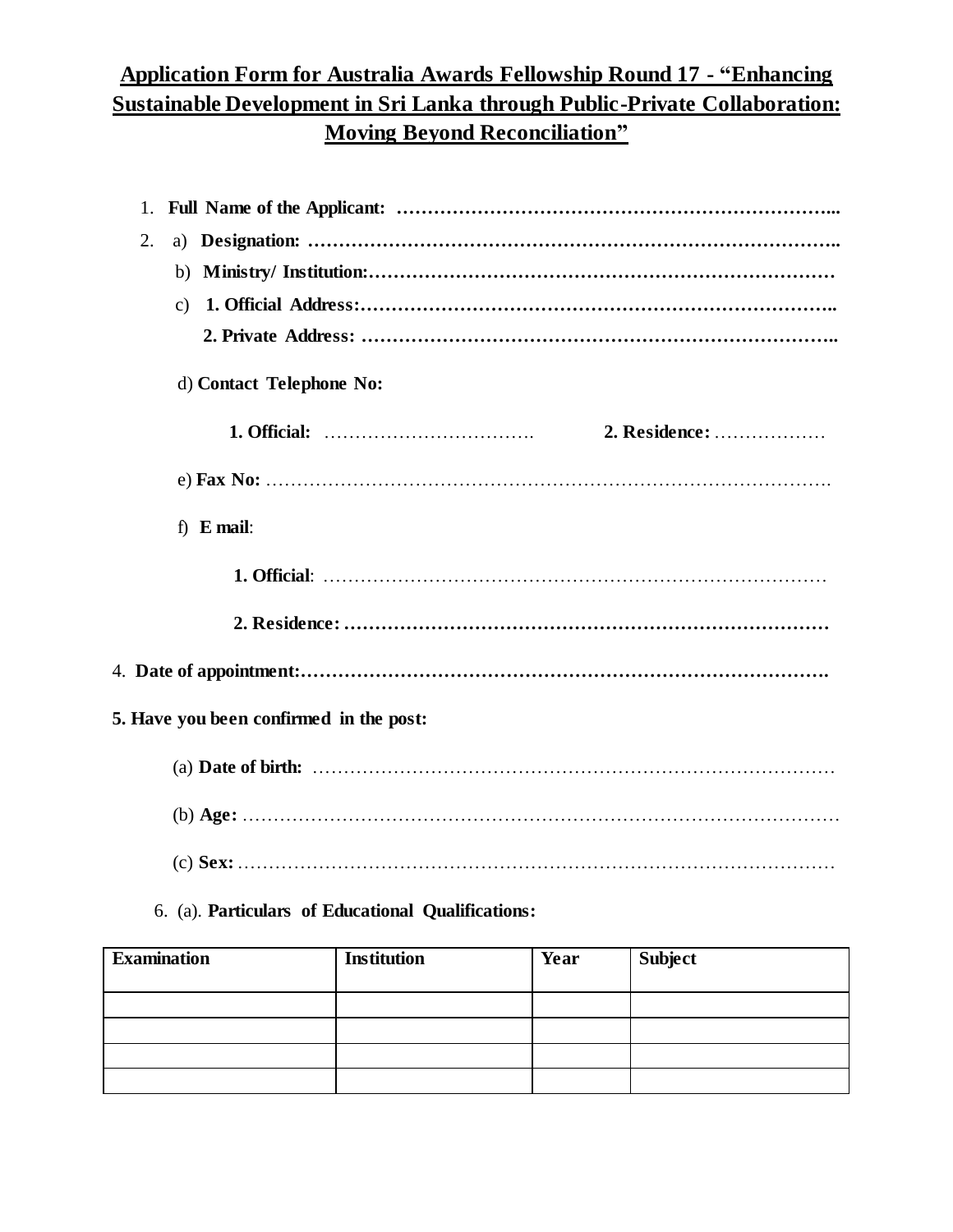# Application Form for Australia Awards Fellowship Round 17 - "Enhancing Sustainable Development in Sri Lanka through Public-Private Collaboration: Moving Beyond Reconciliation"

1. **Full Name of the Applicant:** ……………………………………………………………...
2. a) **Designation:** ………………………………………………………………………..
   b) **Ministry/ Institution:**……………………………………………………………………
   c) **1. Official Address:**…………………………………………………………………..
   **2. Private Address:** …………………………………………………………………..

   d) **Contact Telephone No:**

   **1. Official:** ……………………………. **2. Residence:** ………………

   e) **Fax No:** ……………………………………………………………………………….

   f) **E mail**:

   **1. Official**: ………………………………………………………………………

   **2. Residence:** ……………………………………………………………………

4. **Date of appointment:**…………………………………………………………………….

**5. Have you been confirmed in the post:**

(a) **Date of birth:** ……………………………………………………………………………

(b) **Age:** ……………………………………………………………………………………

(c) **Sex:** ……………………………………………………………………………………

6. (a). **Particulars of Educational Qualifications:**

| Examination | Institution | Year | Subject |
|---|---|---|---|
| | | | |
| | | | |
| | | | |
| | | | |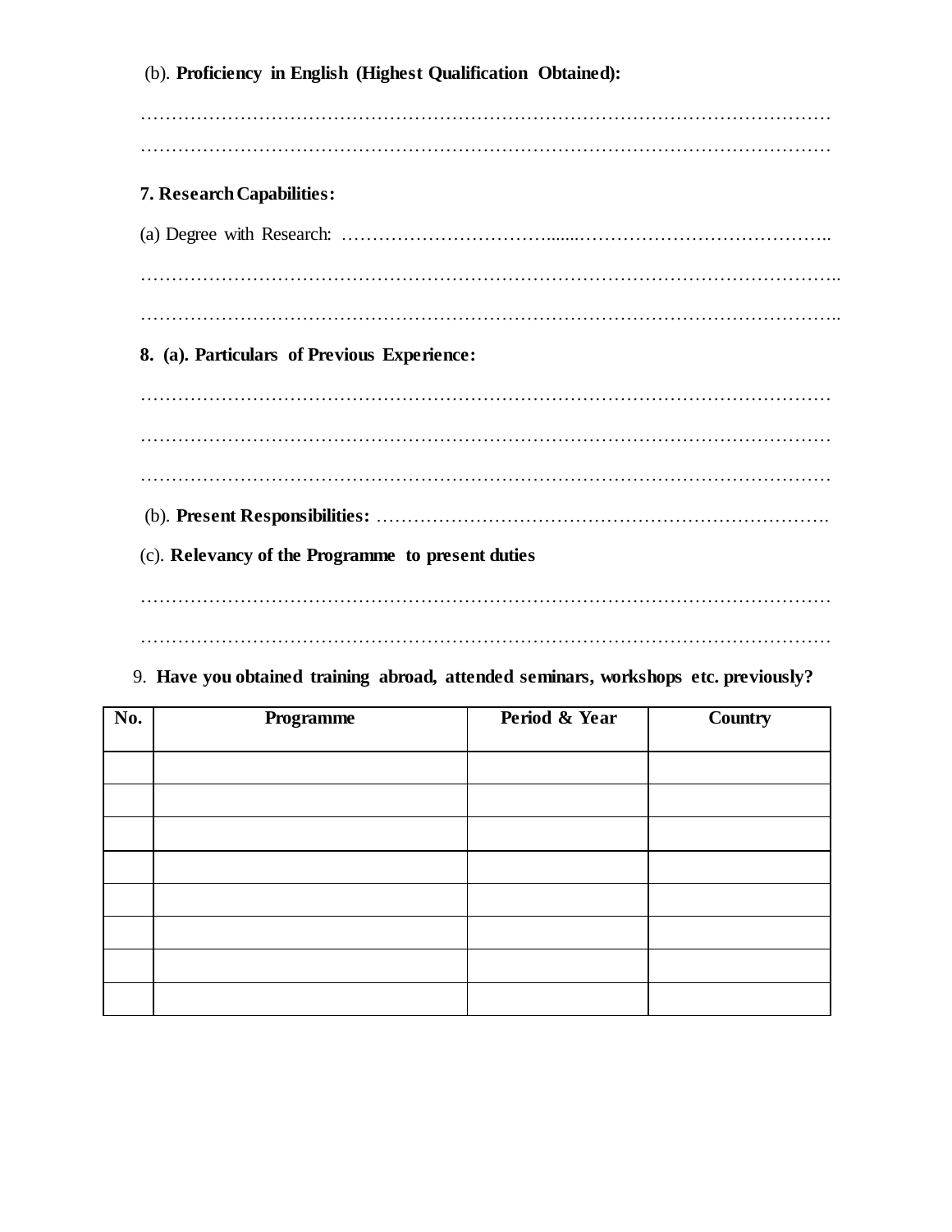(b). **Proficiency in English (Highest Qualification Obtained):**

…………………………………………………………………………………………………
…………………………………………………………………………………………………

**7. Research Capabilities:**

(a) Degree with Research: ……………………………......…………………………………..

…………………………………………………………………………………………………..

…………………………………………………………………………………………………..

**8. (a). Particulars of Previous Experience:**

…………………………………………………………………………………………………

…………………………………………………………………………………………………

…………………………………………………………………………………………………

(b). **Present Responsibilities:** ……………………………………………………………….

(c). **Relevancy of the Programme to present duties**

…………………………………………………………………………………………………

…………………………………………………………………………………………………

9. **Have you obtained training abroad, attended seminars, workshops etc. previously?**

| No. | Programme | Period & Year | Country |
|---|---|---|---|
| | | | |
| | | | |
| | | | |
| | | | |
| | | | |
| | | | |
| | | | |
| | | | |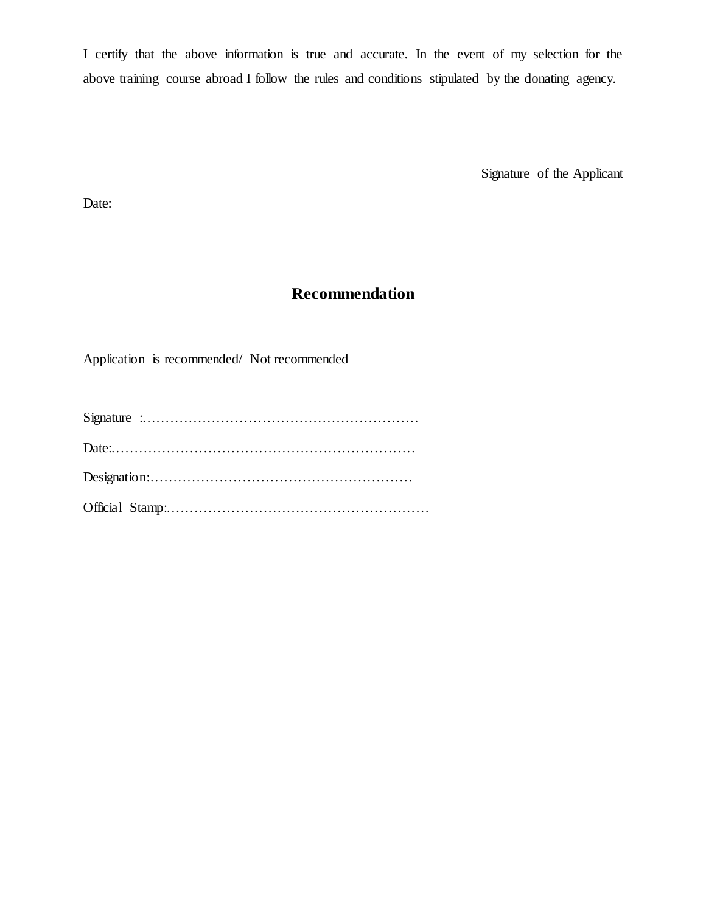I certify that the above information is true and accurate. In the event of my selection for the above training course abroad I follow the rules and conditions stipulated by the donating agency.

Signature of the Applicant

Date:

## Recommendation

Application is recommended/ Not recommended

Signature :……………………………………………………

Date:…………………………………………………………

Designation:…………………………………………………

Official Stamp:………………………………………………